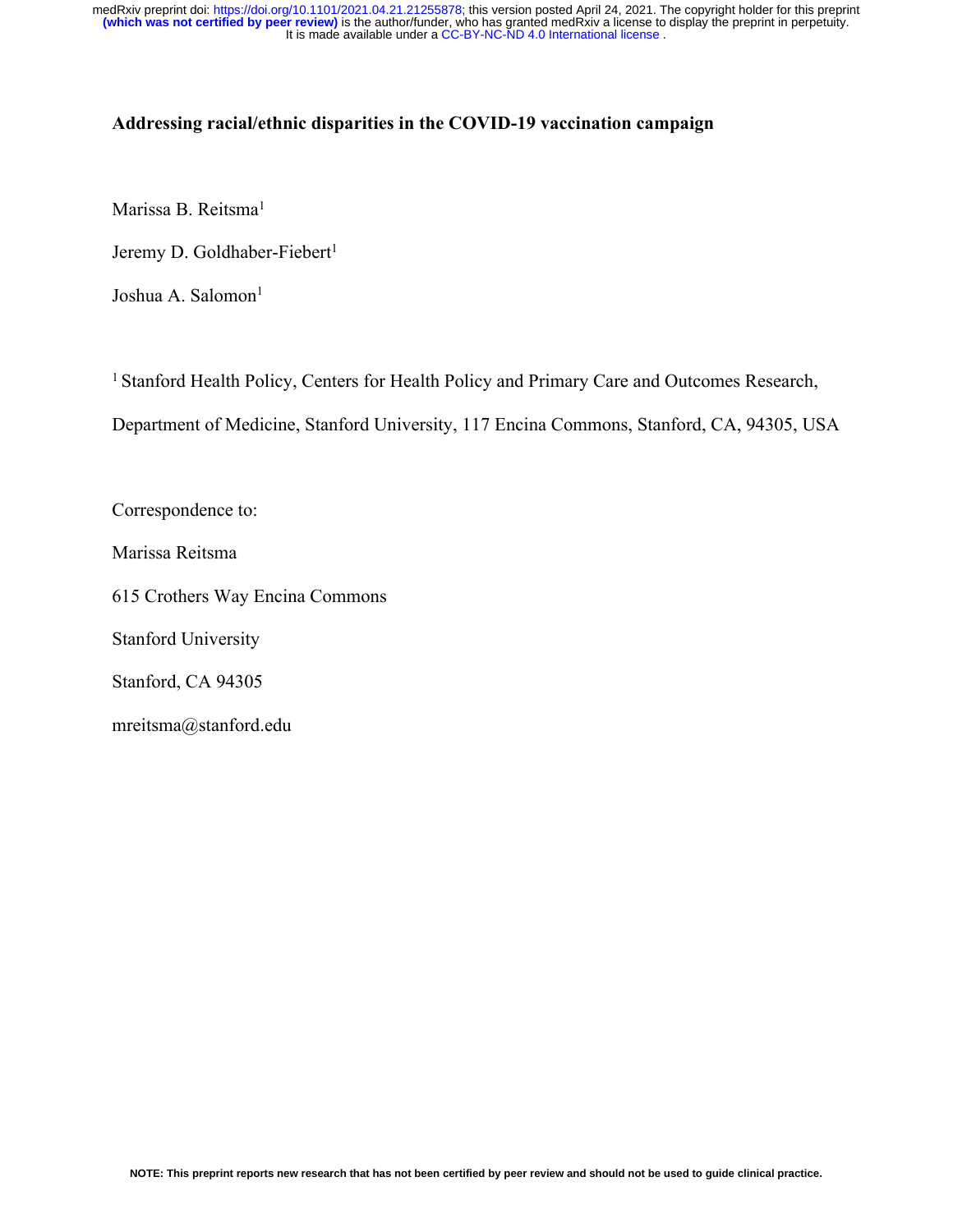# Addressing racial/ethnic disparities in the COVID-19 vaccination campaign

Marissa B. Reitsma[1]

Jeremy D. Goldhaber-Fiebert[1]

Joshua A. Salomon[1]

[1] Stanford Health Policy, Centers for Health Policy and Primary Care and Outcomes Research, Department of Medicine, Stanford University, 117 Encina Commons, Stanford, CA, 94305, USA

Correspondence to:

Marissa Reitsma

615 Crothers Way Encina Commons

Stanford University

Stanford, CA 94305

mreitsma@stanford.edu

NOTE: This preprint reports new research that has not been certified by peer review and should not be used to guide clinical practice.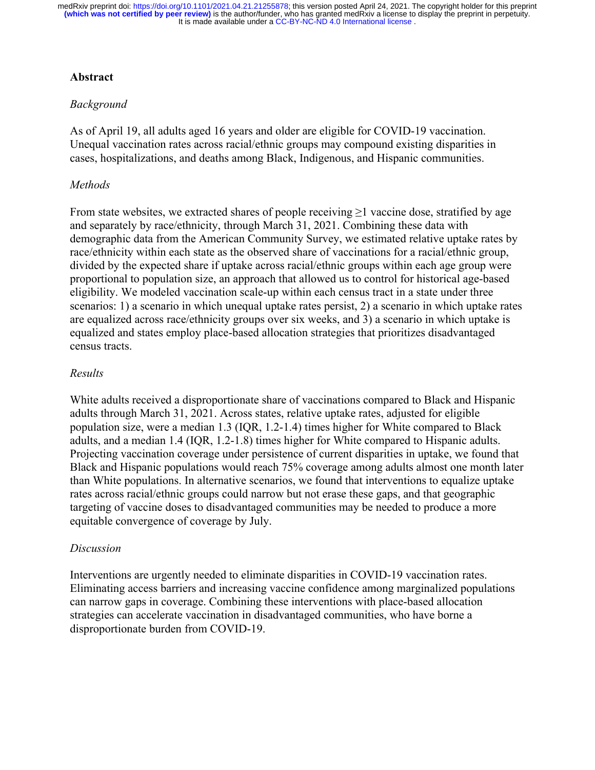## Abstract

### *Background*

As of April 19, all adults aged 16 years and older are eligible for COVID-19 vaccination. Unequal vaccination rates across racial/ethnic groups may compound existing disparities in cases, hospitalizations, and deaths among Black, Indigenous, and Hispanic communities.

### *Methods*

From state websites, we extracted shares of people receiving ≥1 vaccine dose, stratified by age and separately by race/ethnicity, through March 31, 2021. Combining these data with demographic data from the American Community Survey, we estimated relative uptake rates by race/ethnicity within each state as the observed share of vaccinations for a racial/ethnic group, divided by the expected share if uptake across racial/ethnic groups within each age group were proportional to population size, an approach that allowed us to control for historical age-based eligibility. We modeled vaccination scale-up within each census tract in a state under three scenarios: 1) a scenario in which unequal uptake rates persist, 2) a scenario in which uptake rates are equalized across race/ethnicity groups over six weeks, and 3) a scenario in which uptake is equalized and states employ place-based allocation strategies that prioritizes disadvantaged census tracts.

### *Results*

White adults received a disproportionate share of vaccinations compared to Black and Hispanic adults through March 31, 2021. Across states, relative uptake rates, adjusted for eligible population size, were a median 1.3 (IQR, 1.2-1.4) times higher for White compared to Black adults, and a median 1.4 (IQR, 1.2-1.8) times higher for White compared to Hispanic adults. Projecting vaccination coverage under persistence of current disparities in uptake, we found that Black and Hispanic populations would reach 75% coverage among adults almost one month later than White populations. In alternative scenarios, we found that interventions to equalize uptake rates across racial/ethnic groups could narrow but not erase these gaps, and that geographic targeting of vaccine doses to disadvantaged communities may be needed to produce a more equitable convergence of coverage by July.

### *Discussion*

Interventions are urgently needed to eliminate disparities in COVID-19 vaccination rates. Eliminating access barriers and increasing vaccine confidence among marginalized populations can narrow gaps in coverage. Combining these interventions with place-based allocation strategies can accelerate vaccination in disadvantaged communities, who have borne a disproportionate burden from COVID-19.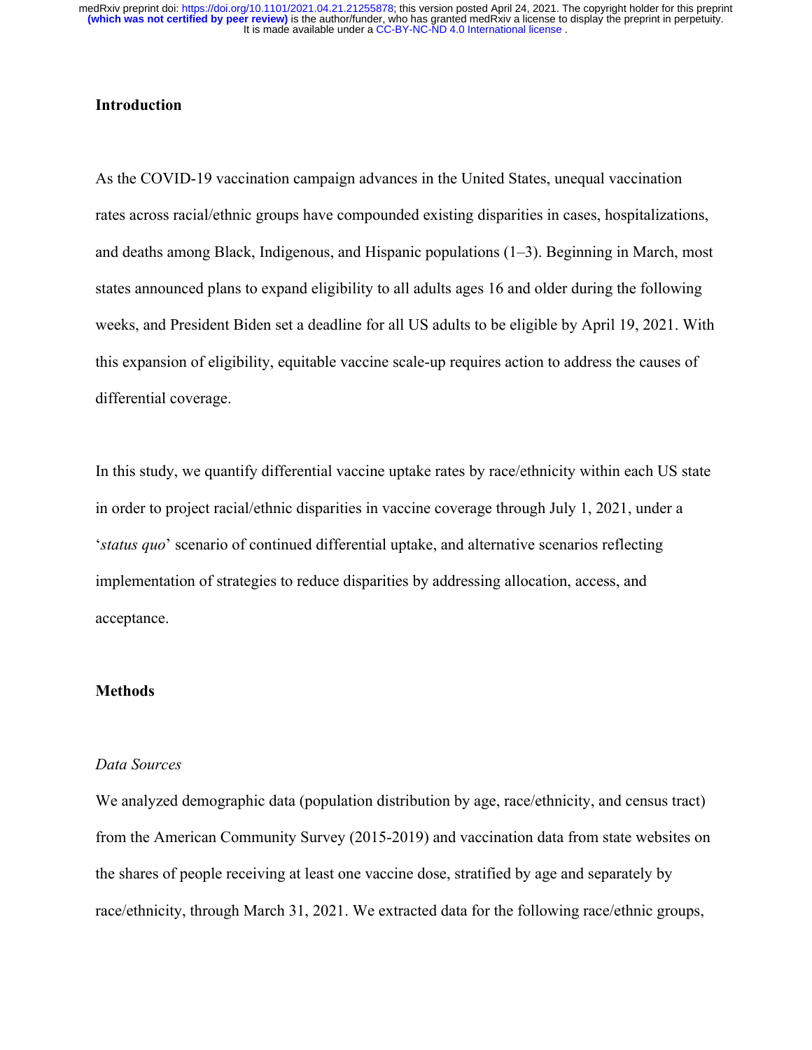## Introduction

As the COVID-19 vaccination campaign advances in the United States, unequal vaccination rates across racial/ethnic groups have compounded existing disparities in cases, hospitalizations, and deaths among Black, Indigenous, and Hispanic populations (1–3). Beginning in March, most states announced plans to expand eligibility to all adults ages 16 and older during the following weeks, and President Biden set a deadline for all US adults to be eligible by April 19, 2021. With this expansion of eligibility, equitable vaccine scale-up requires action to address the causes of differential coverage.

In this study, we quantify differential vaccine uptake rates by race/ethnicity within each US state in order to project racial/ethnic disparities in vaccine coverage through July 1, 2021, under a '*status quo*' scenario of continued differential uptake, and alternative scenarios reflecting implementation of strategies to reduce disparities by addressing allocation, access, and acceptance.

## Methods

### *Data Sources*

We analyzed demographic data (population distribution by age, race/ethnicity, and census tract) from the American Community Survey (2015-2019) and vaccination data from state websites on the shares of people receiving at least one vaccine dose, stratified by age and separately by race/ethnicity, through March 31, 2021. We extracted data for the following race/ethnic groups,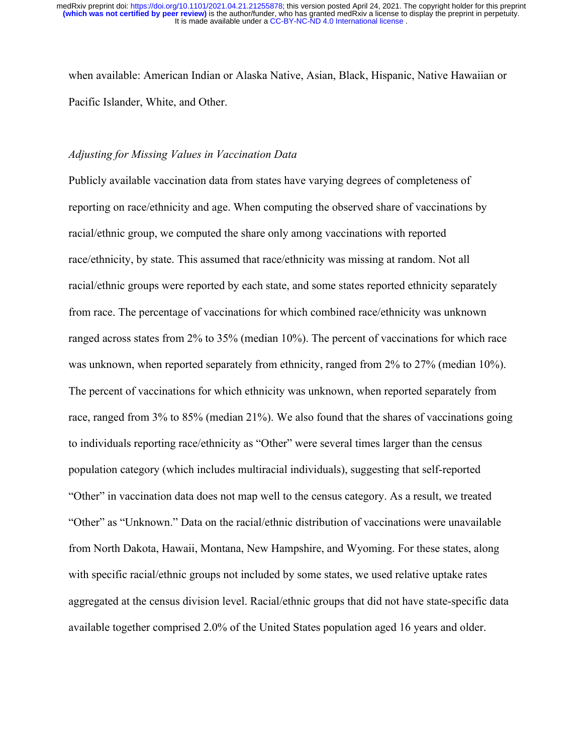when available: American Indian or Alaska Native, Asian, Black, Hispanic, Native Hawaiian or Pacific Islander, White, and Other.

*Adjusting for Missing Values in Vaccination Data*

Publicly available vaccination data from states have varying degrees of completeness of reporting on race/ethnicity and age. When computing the observed share of vaccinations by racial/ethnic group, we computed the share only among vaccinations with reported race/ethnicity, by state. This assumed that race/ethnicity was missing at random. Not all racial/ethnic groups were reported by each state, and some states reported ethnicity separately from race. The percentage of vaccinations for which combined race/ethnicity was unknown ranged across states from 2% to 35% (median 10%). The percent of vaccinations for which race was unknown, when reported separately from ethnicity, ranged from 2% to 27% (median 10%). The percent of vaccinations for which ethnicity was unknown, when reported separately from race, ranged from 3% to 85% (median 21%). We also found that the shares of vaccinations going to individuals reporting race/ethnicity as "Other" were several times larger than the census population category (which includes multiracial individuals), suggesting that self-reported "Other" in vaccination data does not map well to the census category. As a result, we treated "Other" as "Unknown." Data on the racial/ethnic distribution of vaccinations were unavailable from North Dakota, Hawaii, Montana, New Hampshire, and Wyoming. For these states, along with specific racial/ethnic groups not included by some states, we used relative uptake rates aggregated at the census division level. Racial/ethnic groups that did not have state-specific data available together comprised 2.0% of the United States population aged 16 years and older.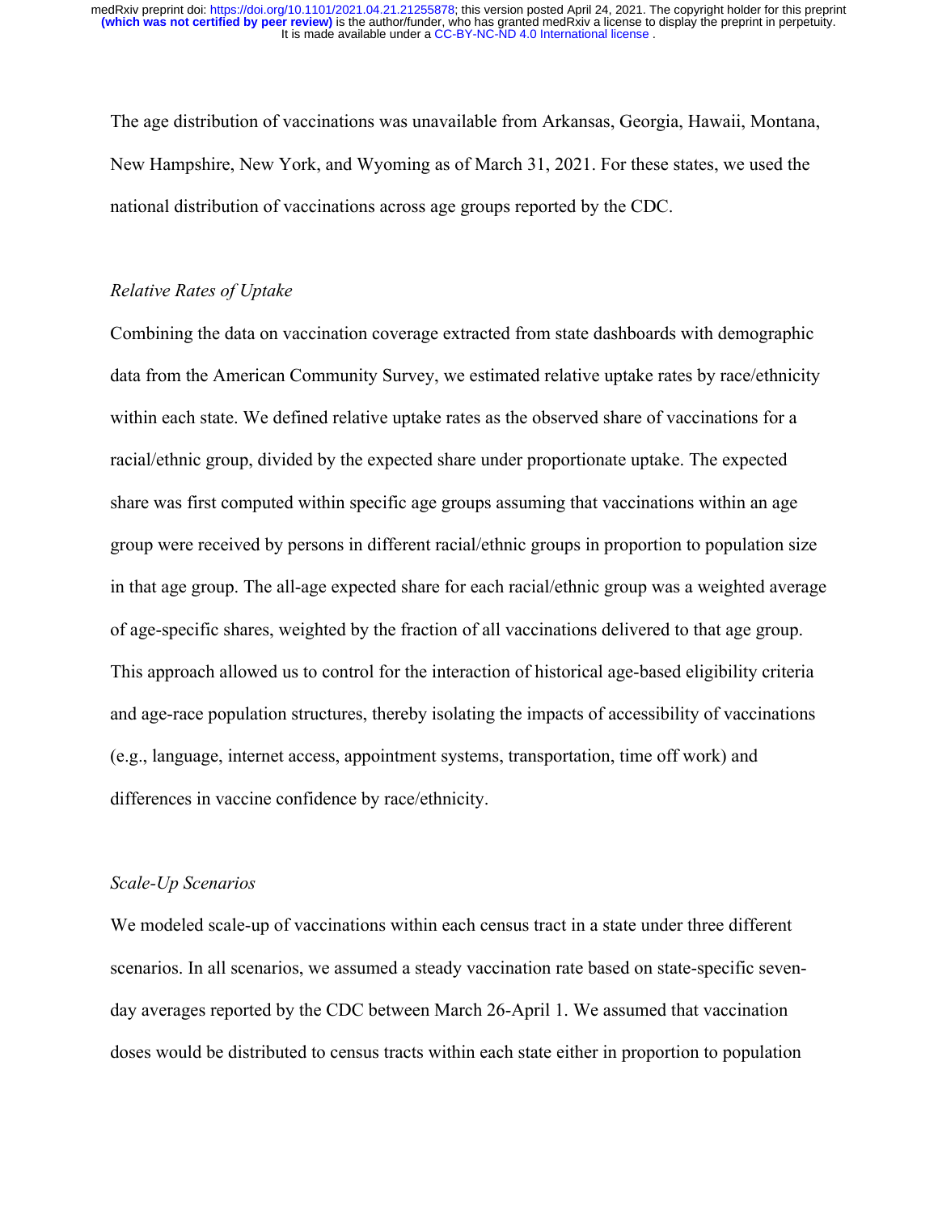The age distribution of vaccinations was unavailable from Arkansas, Georgia, Hawaii, Montana, New Hampshire, New York, and Wyoming as of March 31, 2021. For these states, we used the national distribution of vaccinations across age groups reported by the CDC.

*Relative Rates of Uptake*

Combining the data on vaccination coverage extracted from state dashboards with demographic data from the American Community Survey, we estimated relative uptake rates by race/ethnicity within each state. We defined relative uptake rates as the observed share of vaccinations for a racial/ethnic group, divided by the expected share under proportionate uptake. The expected share was first computed within specific age groups assuming that vaccinations within an age group were received by persons in different racial/ethnic groups in proportion to population size in that age group. The all-age expected share for each racial/ethnic group was a weighted average of age-specific shares, weighted by the fraction of all vaccinations delivered to that age group. This approach allowed us to control for the interaction of historical age-based eligibility criteria and age-race population structures, thereby isolating the impacts of accessibility of vaccinations (e.g., language, internet access, appointment systems, transportation, time off work) and differences in vaccine confidence by race/ethnicity.

*Scale-Up Scenarios*

We modeled scale-up of vaccinations within each census tract in a state under three different scenarios. In all scenarios, we assumed a steady vaccination rate based on state-specific seven-day averages reported by the CDC between March 26-April 1. We assumed that vaccination doses would be distributed to census tracts within each state either in proportion to population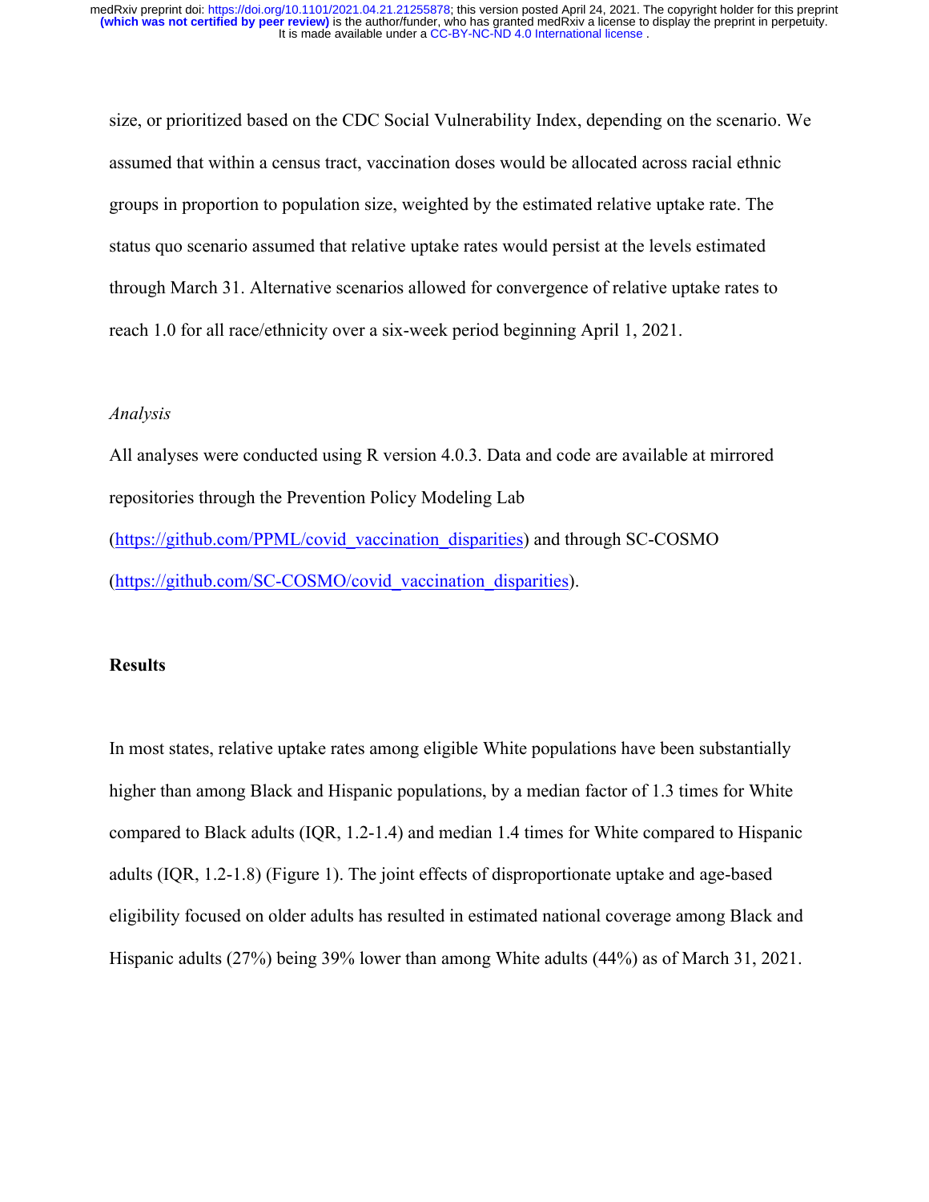size, or prioritized based on the CDC Social Vulnerability Index, depending on the scenario. We assumed that within a census tract, vaccination doses would be allocated across racial ethnic groups in proportion to population size, weighted by the estimated relative uptake rate. The status quo scenario assumed that relative uptake rates would persist at the levels estimated through March 31. Alternative scenarios allowed for convergence of relative uptake rates to reach 1.0 for all race/ethnicity over a six-week period beginning April 1, 2021.

*Analysis*

All analyses were conducted using R version 4.0.3. Data and code are available at mirrored repositories through the Prevention Policy Modeling Lab (https://github.com/PPML/covid_vaccination_disparities) and through SC-COSMO (https://github.com/SC-COSMO/covid_vaccination_disparities).

## Results

In most states, relative uptake rates among eligible White populations have been substantially higher than among Black and Hispanic populations, by a median factor of 1.3 times for White compared to Black adults (IQR, 1.2-1.4) and median 1.4 times for White compared to Hispanic adults (IQR, 1.2-1.8) (Figure 1). The joint effects of disproportionate uptake and age-based eligibility focused on older adults has resulted in estimated national coverage among Black and Hispanic adults (27%) being 39% lower than among White adults (44%) as of March 31, 2021.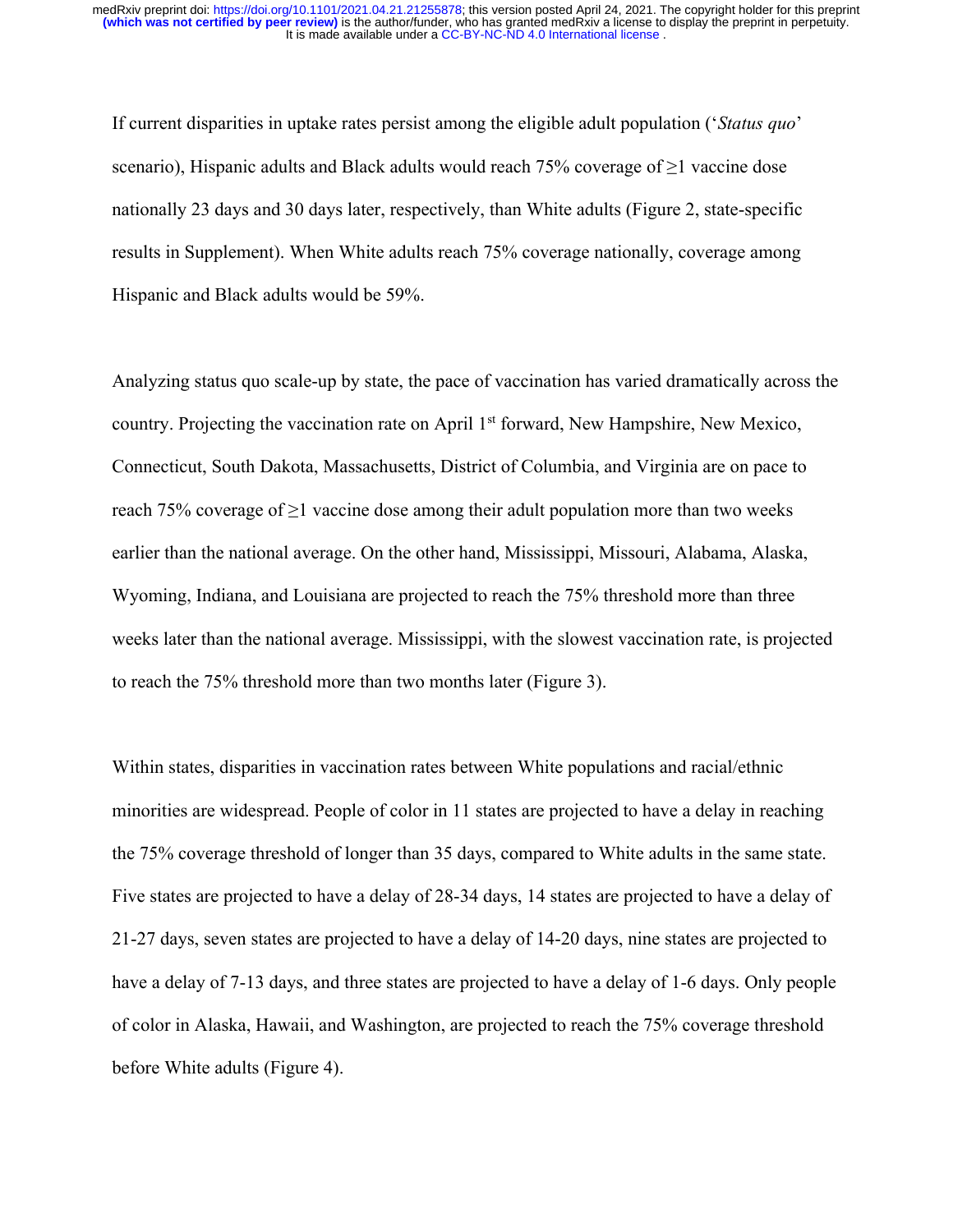If current disparities in uptake rates persist among the eligible adult population ('*Status quo*' scenario), Hispanic adults and Black adults would reach 75% coverage of ≥1 vaccine dose nationally 23 days and 30 days later, respectively, than White adults (Figure 2, state-specific results in Supplement). When White adults reach 75% coverage nationally, coverage among Hispanic and Black adults would be 59%.

Analyzing status quo scale-up by state, the pace of vaccination has varied dramatically across the country. Projecting the vaccination rate on April 1st forward, New Hampshire, New Mexico, Connecticut, South Dakota, Massachusetts, District of Columbia, and Virginia are on pace to reach 75% coverage of ≥1 vaccine dose among their adult population more than two weeks earlier than the national average. On the other hand, Mississippi, Missouri, Alabama, Alaska, Wyoming, Indiana, and Louisiana are projected to reach the 75% threshold more than three weeks later than the national average. Mississippi, with the slowest vaccination rate, is projected to reach the 75% threshold more than two months later (Figure 3).

Within states, disparities in vaccination rates between White populations and racial/ethnic minorities are widespread. People of color in 11 states are projected to have a delay in reaching the 75% coverage threshold of longer than 35 days, compared to White adults in the same state. Five states are projected to have a delay of 28-34 days, 14 states are projected to have a delay of 21-27 days, seven states are projected to have a delay of 14-20 days, nine states are projected to have a delay of 7-13 days, and three states are projected to have a delay of 1-6 days. Only people of color in Alaska, Hawaii, and Washington, are projected to reach the 75% coverage threshold before White adults (Figure 4).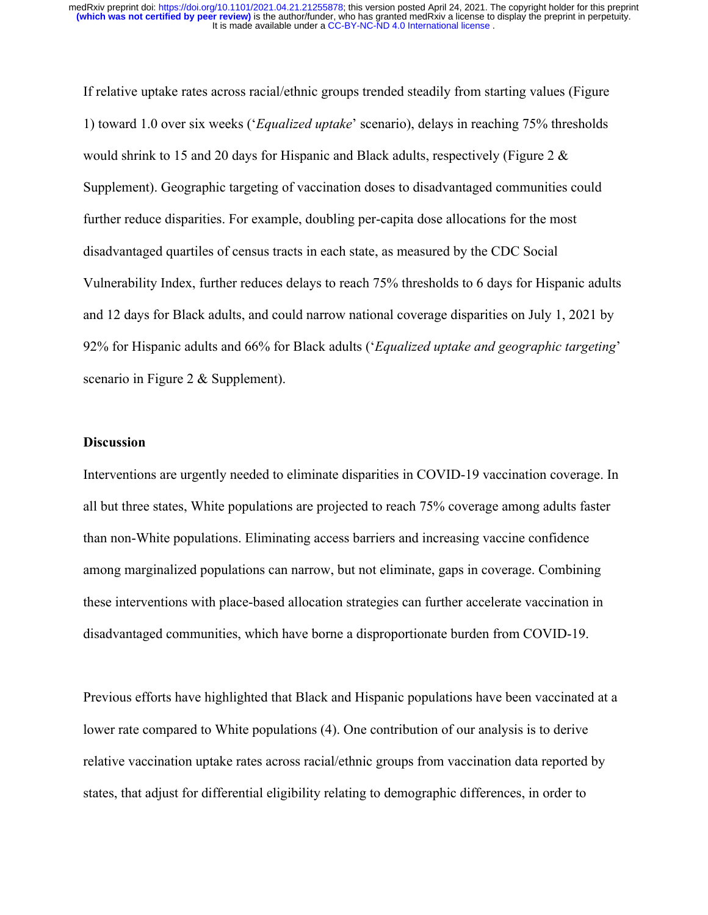If relative uptake rates across racial/ethnic groups trended steadily from starting values (Figure 1) toward 1.0 over six weeks ('*Equalized uptake*' scenario), delays in reaching 75% thresholds would shrink to 15 and 20 days for Hispanic and Black adults, respectively (Figure 2 & Supplement). Geographic targeting of vaccination doses to disadvantaged communities could further reduce disparities. For example, doubling per-capita dose allocations for the most disadvantaged quartiles of census tracts in each state, as measured by the CDC Social Vulnerability Index, further reduces delays to reach 75% thresholds to 6 days for Hispanic adults and 12 days for Black adults, and could narrow national coverage disparities on July 1, 2021 by 92% for Hispanic adults and 66% for Black adults ('*Equalized uptake and geographic targeting*' scenario in Figure 2 & Supplement).

## Discussion

Interventions are urgently needed to eliminate disparities in COVID-19 vaccination coverage. In all but three states, White populations are projected to reach 75% coverage among adults faster than non-White populations. Eliminating access barriers and increasing vaccine confidence among marginalized populations can narrow, but not eliminate, gaps in coverage. Combining these interventions with place-based allocation strategies can further accelerate vaccination in disadvantaged communities, which have borne a disproportionate burden from COVID-19.

Previous efforts have highlighted that Black and Hispanic populations have been vaccinated at a lower rate compared to White populations (4). One contribution of our analysis is to derive relative vaccination uptake rates across racial/ethnic groups from vaccination data reported by states, that adjust for differential eligibility relating to demographic differences, in order to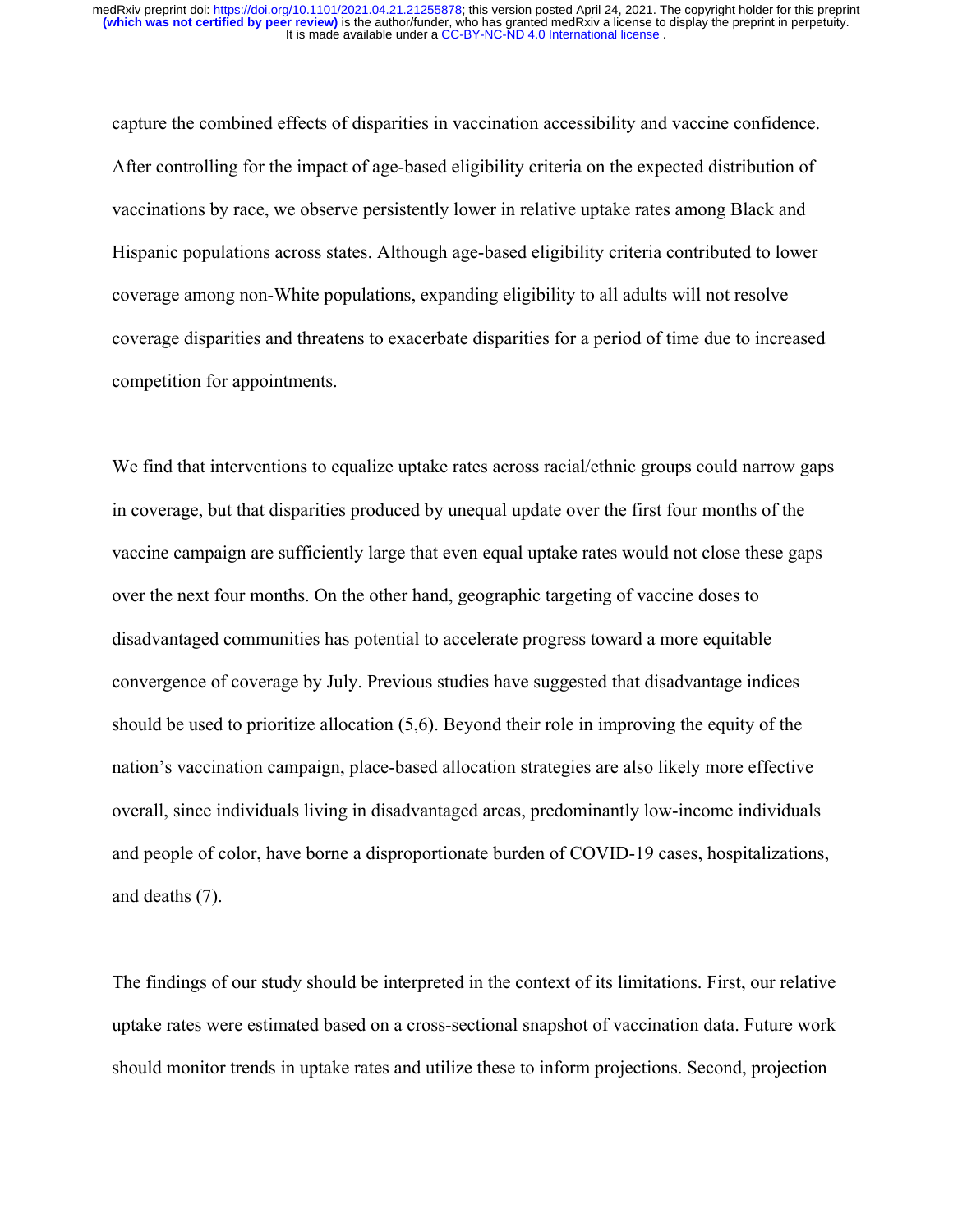capture the combined effects of disparities in vaccination accessibility and vaccine confidence. After controlling for the impact of age-based eligibility criteria on the expected distribution of vaccinations by race, we observe persistently lower in relative uptake rates among Black and Hispanic populations across states. Although age-based eligibility criteria contributed to lower coverage among non-White populations, expanding eligibility to all adults will not resolve coverage disparities and threatens to exacerbate disparities for a period of time due to increased competition for appointments.

We find that interventions to equalize uptake rates across racial/ethnic groups could narrow gaps in coverage, but that disparities produced by unequal update over the first four months of the vaccine campaign are sufficiently large that even equal uptake rates would not close these gaps over the next four months. On the other hand, geographic targeting of vaccine doses to disadvantaged communities has potential to accelerate progress toward a more equitable convergence of coverage by July. Previous studies have suggested that disadvantage indices should be used to prioritize allocation (5,6). Beyond their role in improving the equity of the nation's vaccination campaign, place-based allocation strategies are also likely more effective overall, since individuals living in disadvantaged areas, predominantly low-income individuals and people of color, have borne a disproportionate burden of COVID-19 cases, hospitalizations, and deaths (7).

The findings of our study should be interpreted in the context of its limitations. First, our relative uptake rates were estimated based on a cross-sectional snapshot of vaccination data. Future work should monitor trends in uptake rates and utilize these to inform projections. Second, projection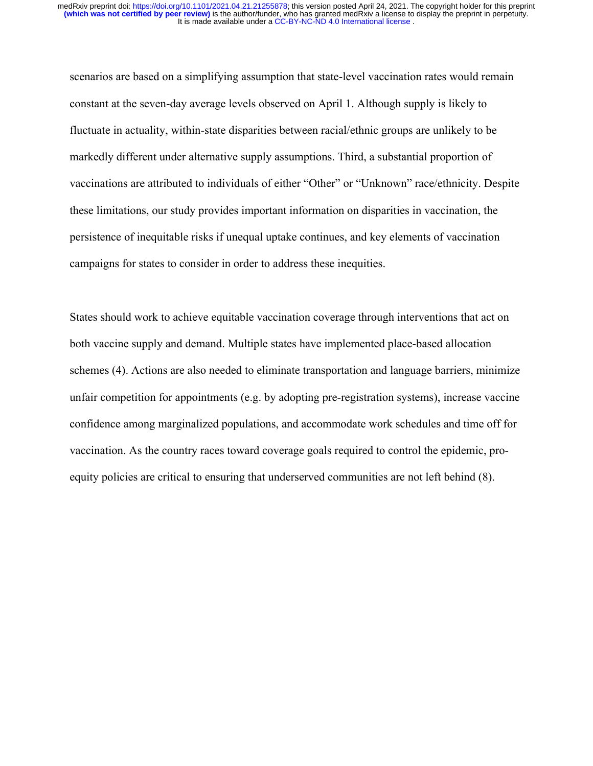scenarios are based on a simplifying assumption that state-level vaccination rates would remain constant at the seven-day average levels observed on April 1. Although supply is likely to fluctuate in actuality, within-state disparities between racial/ethnic groups are unlikely to be markedly different under alternative supply assumptions. Third, a substantial proportion of vaccinations are attributed to individuals of either "Other" or "Unknown" race/ethnicity. Despite these limitations, our study provides important information on disparities in vaccination, the persistence of inequitable risks if unequal uptake continues, and key elements of vaccination campaigns for states to consider in order to address these inequities.

States should work to achieve equitable vaccination coverage through interventions that act on both vaccine supply and demand. Multiple states have implemented place-based allocation schemes (4). Actions are also needed to eliminate transportation and language barriers, minimize unfair competition for appointments (e.g. by adopting pre-registration systems), increase vaccine confidence among marginalized populations, and accommodate work schedules and time off for vaccination. As the country races toward coverage goals required to control the epidemic, pro-equity policies are critical to ensuring that underserved communities are not left behind (8).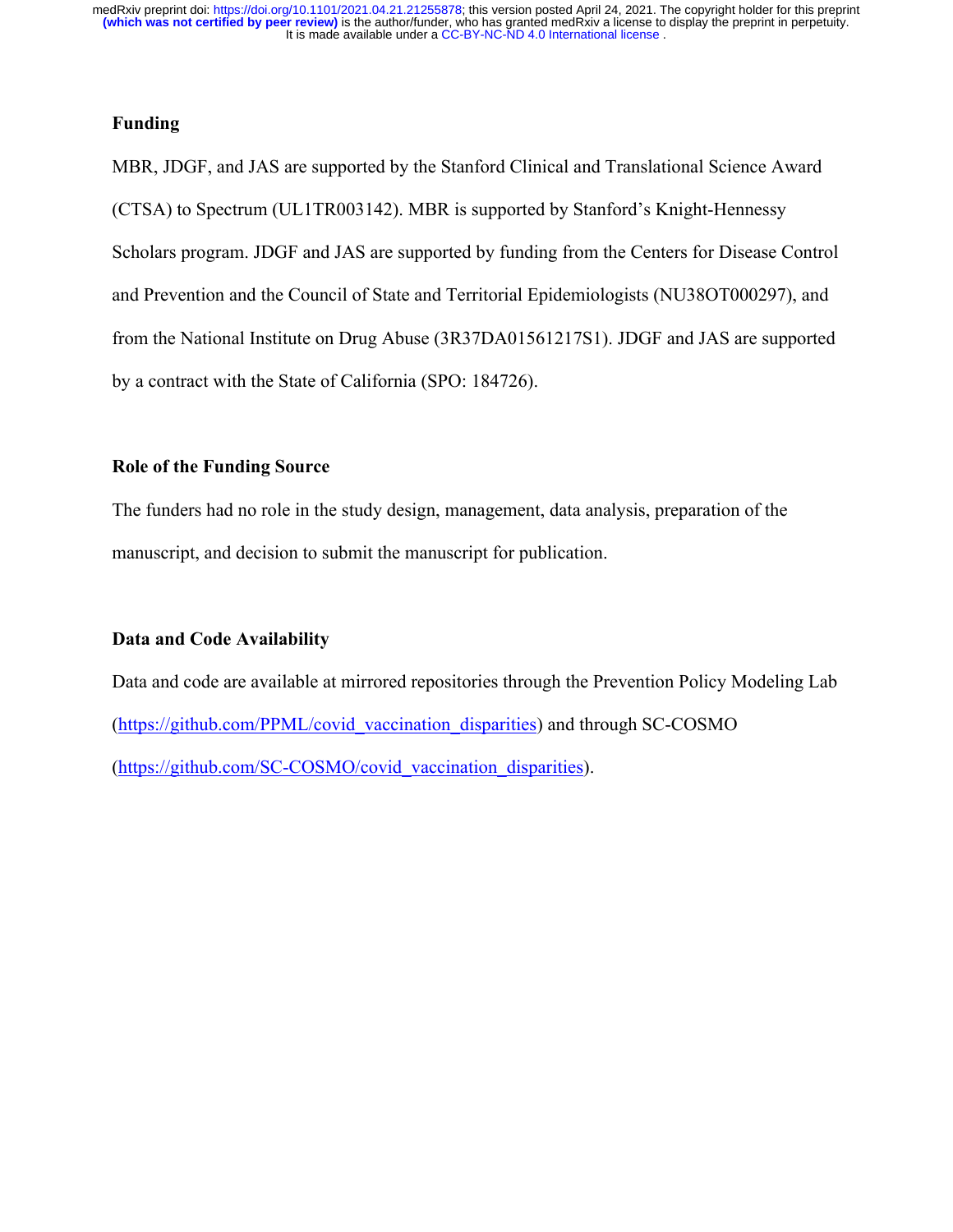## Funding

MBR, JDGF, and JAS are supported by the Stanford Clinical and Translational Science Award (CTSA) to Spectrum (UL1TR003142). MBR is supported by Stanford's Knight-Hennessy Scholars program. JDGF and JAS are supported by funding from the Centers for Disease Control and Prevention and the Council of State and Territorial Epidemiologists (NU38OT000297), and from the National Institute on Drug Abuse (3R37DA01561217S1). JDGF and JAS are supported by a contract with the State of California (SPO: 184726).

## Role of the Funding Source

The funders had no role in the study design, management, data analysis, preparation of the manuscript, and decision to submit the manuscript for publication.

## Data and Code Availability

Data and code are available at mirrored repositories through the Prevention Policy Modeling Lab (https://github.com/PPML/covid_vaccination_disparities) and through SC-COSMO (https://github.com/SC-COSMO/covid_vaccination_disparities).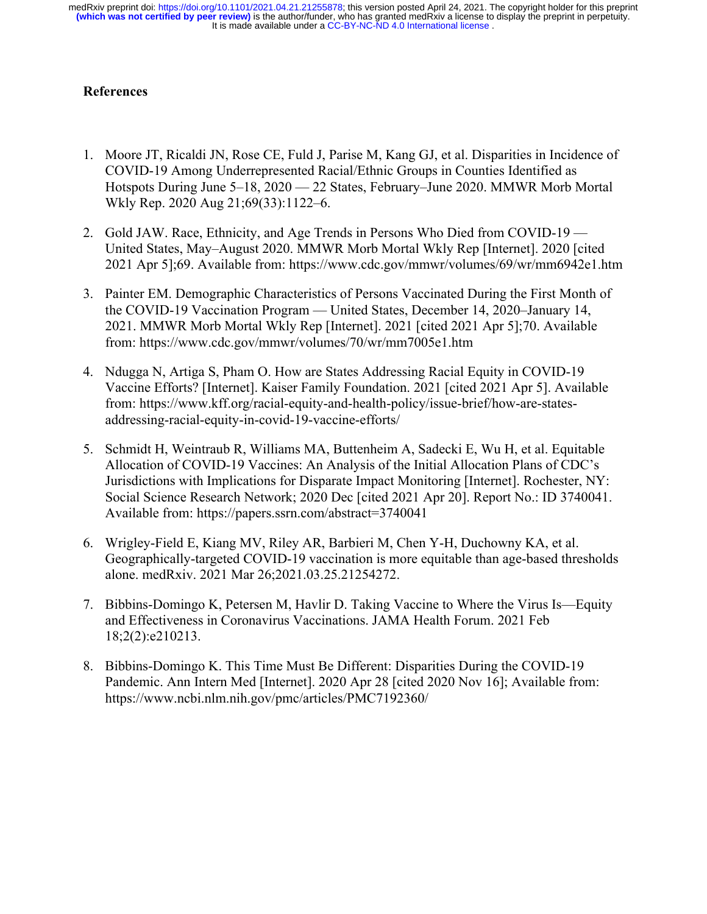## References

1. Moore JT, Ricaldi JN, Rose CE, Fuld J, Parise M, Kang GJ, et al. Disparities in Incidence of COVID-19 Among Underrepresented Racial/Ethnic Groups in Counties Identified as Hotspots During June 5–18, 2020 — 22 States, February–June 2020. MMWR Morb Mortal Wkly Rep. 2020 Aug 21;69(33):1122–6.

2. Gold JAW. Race, Ethnicity, and Age Trends in Persons Who Died from COVID-19 — United States, May–August 2020. MMWR Morb Mortal Wkly Rep [Internet]. 2020 [cited 2021 Apr 5];69. Available from: https://www.cdc.gov/mmwr/volumes/69/wr/mm6942e1.htm

3. Painter EM. Demographic Characteristics of Persons Vaccinated During the First Month of the COVID-19 Vaccination Program — United States, December 14, 2020–January 14, 2021. MMWR Morb Mortal Wkly Rep [Internet]. 2021 [cited 2021 Apr 5];70. Available from: https://www.cdc.gov/mmwr/volumes/70/wr/mm7005e1.htm

4. Ndugga N, Artiga S, Pham O. How are States Addressing Racial Equity in COVID-19 Vaccine Efforts? [Internet]. Kaiser Family Foundation. 2021 [cited 2021 Apr 5]. Available from: https://www.kff.org/racial-equity-and-health-policy/issue-brief/how-are-states-addressing-racial-equity-in-covid-19-vaccine-efforts/

5. Schmidt H, Weintraub R, Williams MA, Buttenheim A, Sadecki E, Wu H, et al. Equitable Allocation of COVID-19 Vaccines: An Analysis of the Initial Allocation Plans of CDC's Jurisdictions with Implications for Disparate Impact Monitoring [Internet]. Rochester, NY: Social Science Research Network; 2020 Dec [cited 2021 Apr 20]. Report No.: ID 3740041. Available from: https://papers.ssrn.com/abstract=3740041

6. Wrigley-Field E, Kiang MV, Riley AR, Barbieri M, Chen Y-H, Duchowny KA, et al. Geographically-targeted COVID-19 vaccination is more equitable than age-based thresholds alone. medRxiv. 2021 Mar 26;2021.03.25.21254272.

7. Bibbins-Domingo K, Petersen M, Havlir D. Taking Vaccine to Where the Virus Is—Equity and Effectiveness in Coronavirus Vaccinations. JAMA Health Forum. 2021 Feb 18;2(2):e210213.

8. Bibbins-Domingo K. This Time Must Be Different: Disparities During the COVID-19 Pandemic. Ann Intern Med [Internet]. 2020 Apr 28 [cited 2020 Nov 16]; Available from: https://www.ncbi.nlm.nih.gov/pmc/articles/PMC7192360/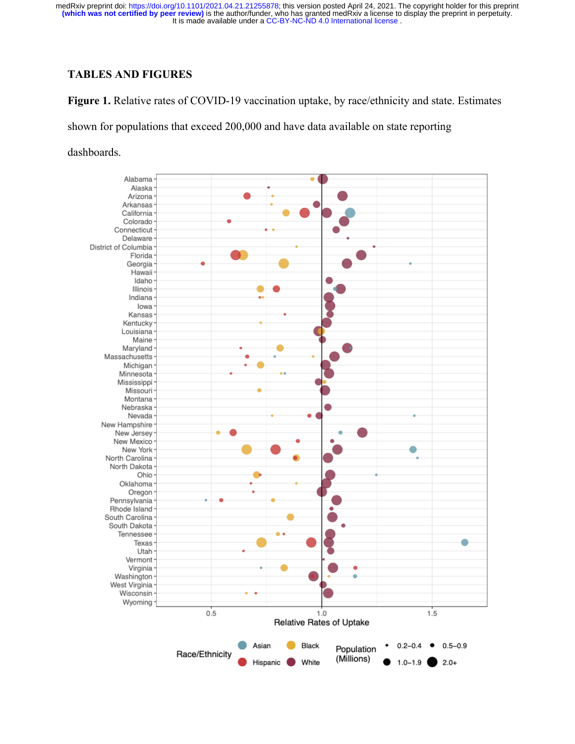## TABLES AND FIGURES

**Figure 1.** Relative rates of COVID-19 vaccination uptake, by race/ethnicity and state. Estimates shown for populations that exceed 200,000 and have data available on state reporting dashboards.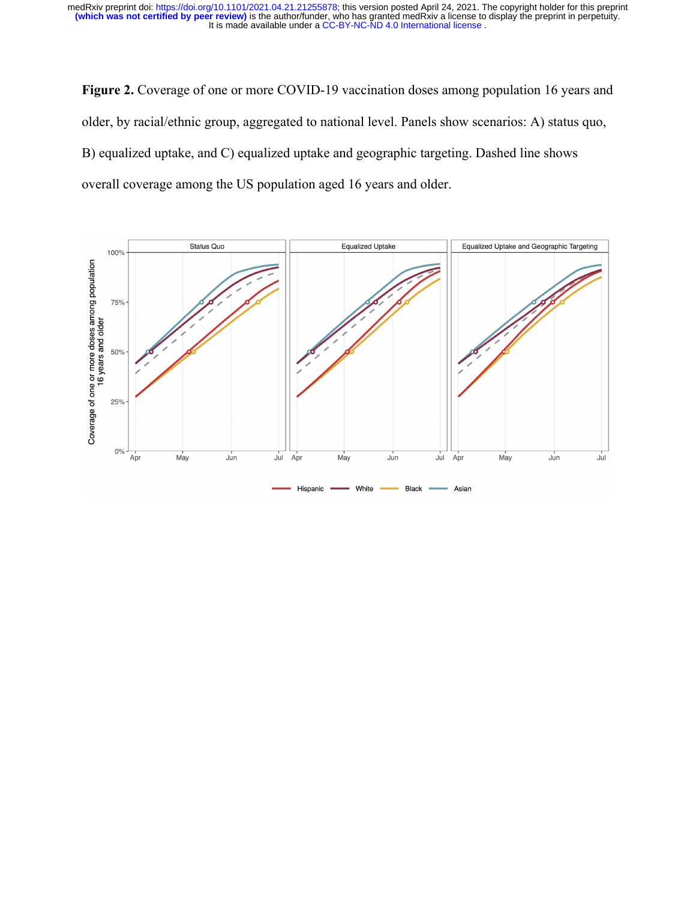**Figure 2.** Coverage of one or more COVID-19 vaccination doses among population 16 years and older, by racial/ethnic group, aggregated to national level. Panels show scenarios: A) status quo, B) equalized uptake, and C) equalized uptake and geographic targeting. Dashed line shows overall coverage among the US population aged 16 years and older.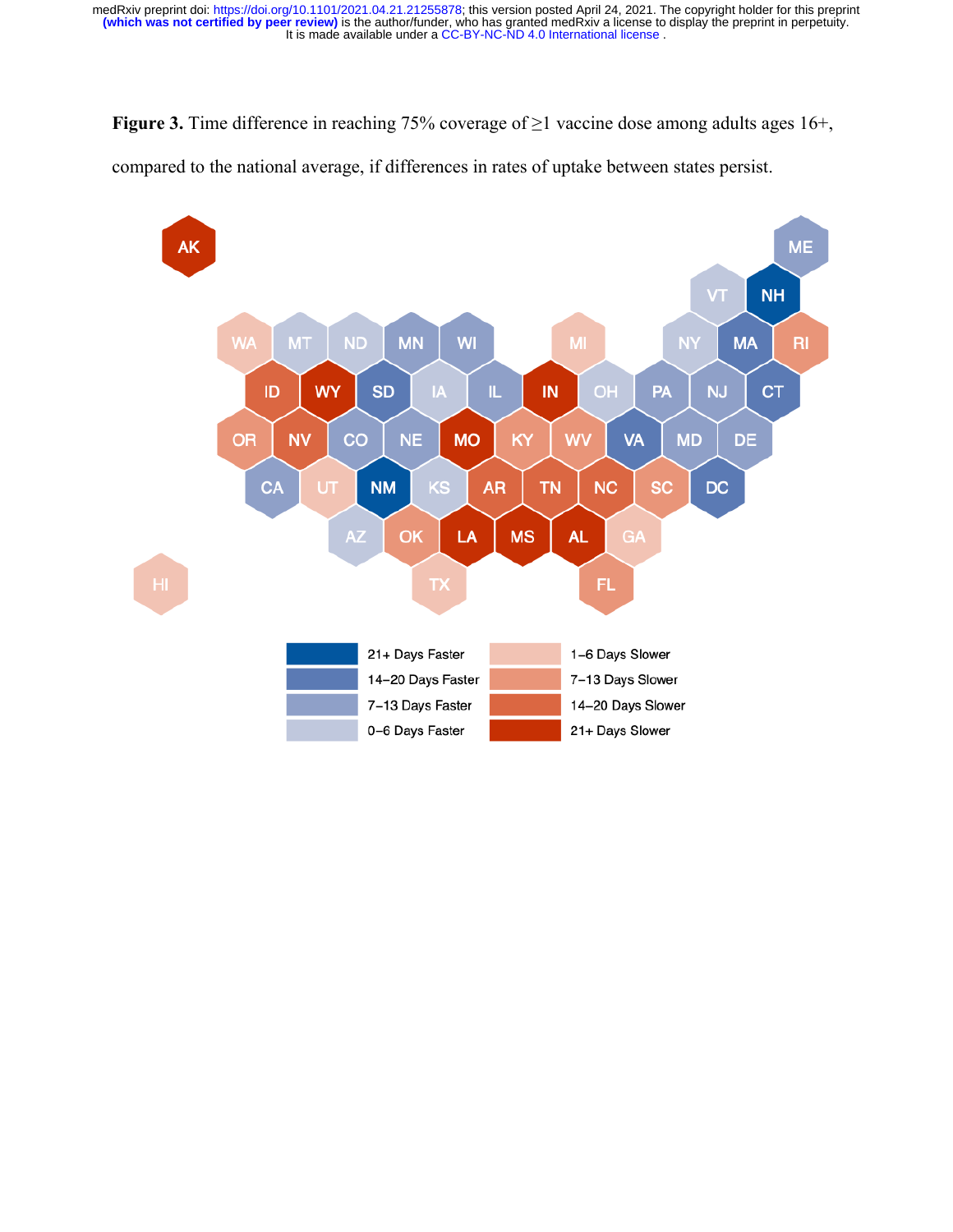**Figure 3.** Time difference in reaching 75% coverage of ≥1 vaccine dose among adults ages 16+, compared to the national average, if differences in rates of uptake between states persist.

AK

ME

VT NH

WA MT ND MN WI MI NY MA RI

ID WY SD IA IL IN OH PA NJ CT

OR NV CO NE MO KY WV VA MD DE

CA UT NM KS AR TN NC SC DC

AZ OK LA MS AL GA

HI TX FL

21+ Days Faster | 1–6 Days Slower
14–20 Days Faster | 7–13 Days Slower
7–13 Days Faster | 14–20 Days Slower
0–6 Days Faster | 21+ Days Slower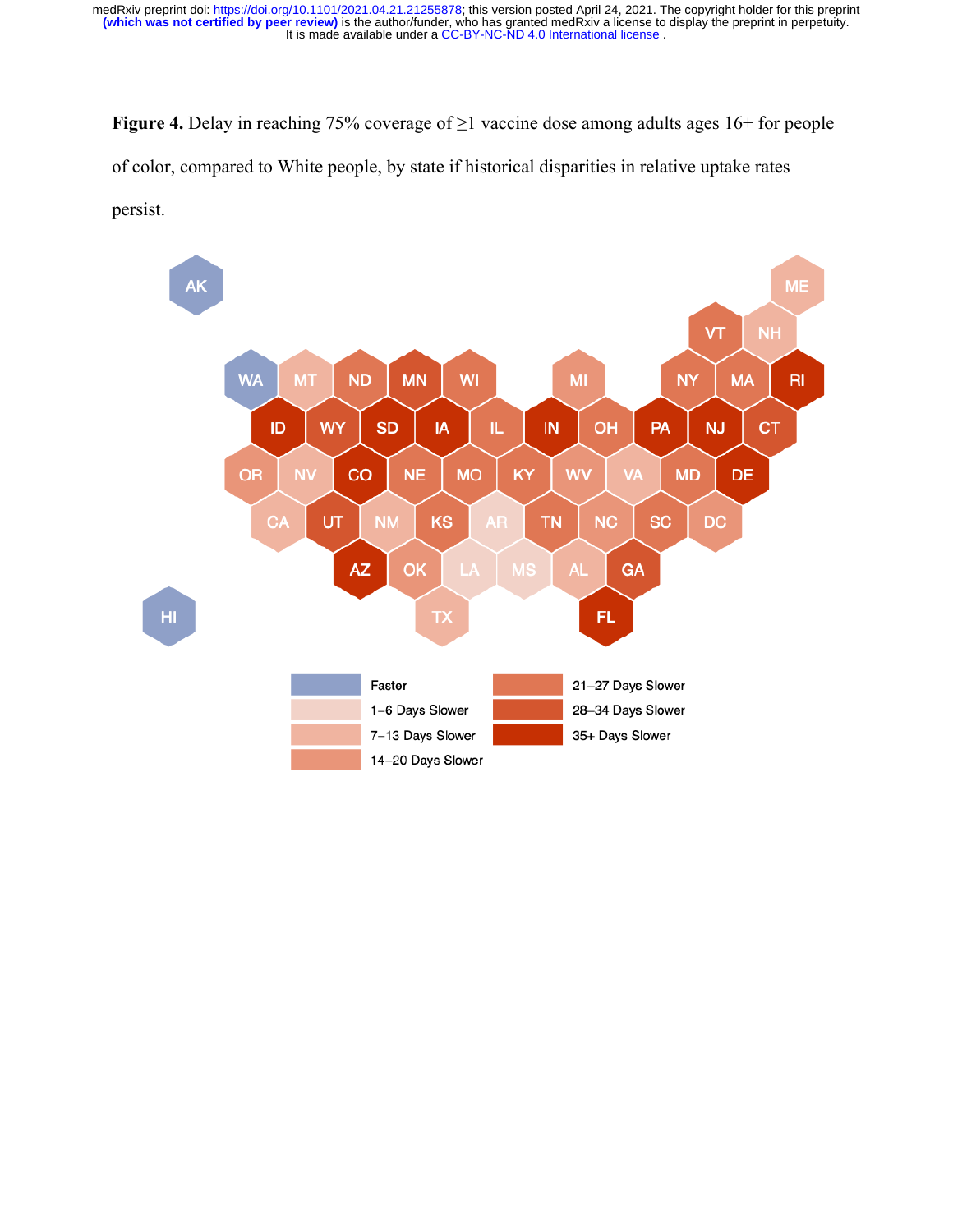**Figure 4.** Delay in reaching 75% coverage of ≥1 vaccine dose among adults ages 16+ for people of color, compared to White people, by state if historical disparities in relative uptake rates persist.

AK
ME
VT
NH
WA
MT
ND
MN
WI
MI
NY
MA
RI
ID
WY
SD
IA
IL
IN
OH
PA
NJ
CT
OR
NV
CO
NE
MO
KY
WV
VA
MD
DE
CA
UT
NM
KS
AR
TN
NC
SC
DC
AZ
OK
LA
MS
AL
GA
HI
TX
FL

Faster
1–6 Days Slower
7–13 Days Slower
14–20 Days Slower
21–27 Days Slower
28–34 Days Slower
35+ Days Slower